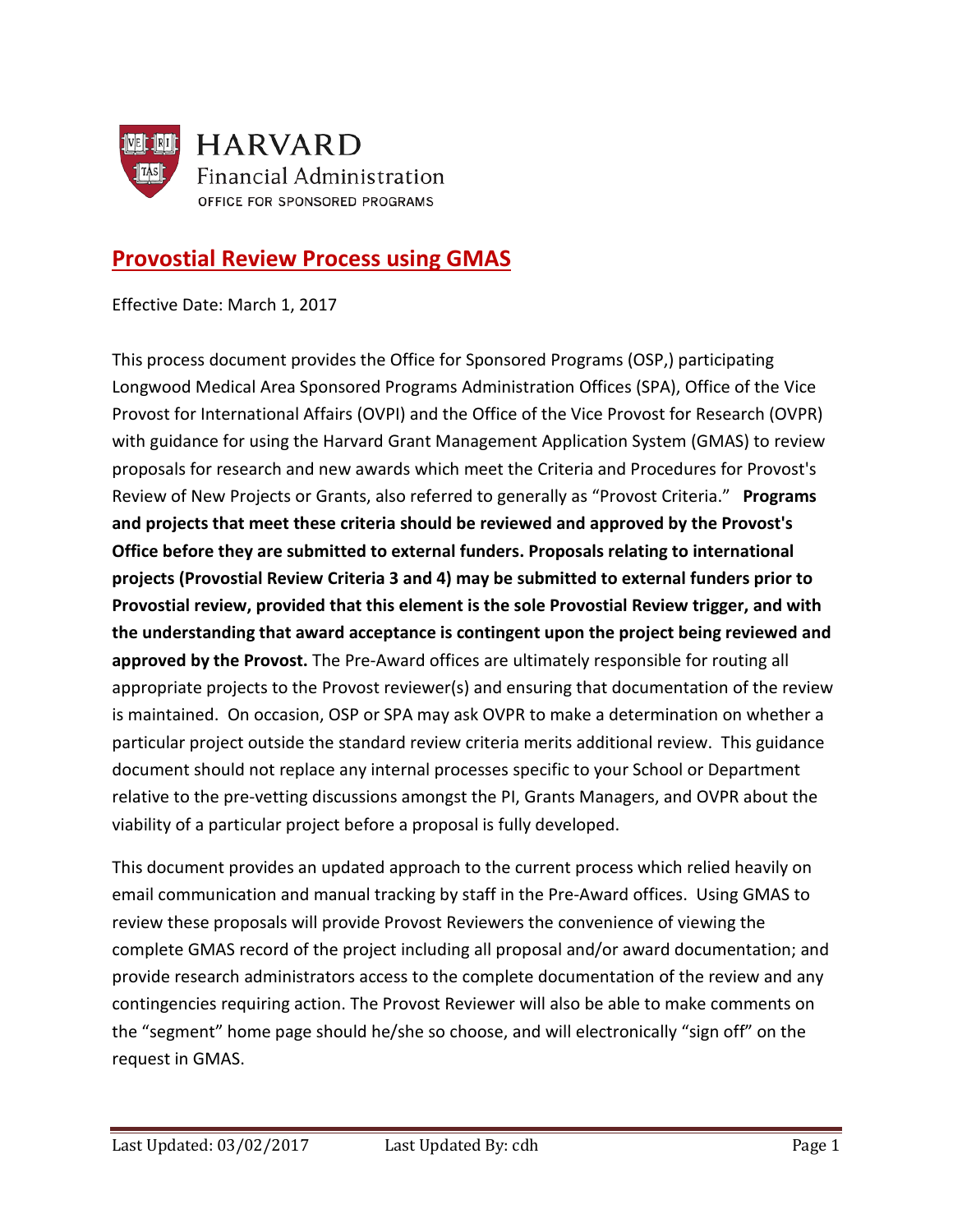HARVARD
Financial Administration
OFFICE FOR SPONSORED PROGRAMS

# Provostial Review Process using GMAS

Effective Date: March 1, 2017

This process document provides the Office for Sponsored Programs (OSP,) participating Longwood Medical Area Sponsored Programs Administration Offices (SPA), Office of the Vice Provost for International Affairs (OVPI) and the Office of the Vice Provost for Research (OVPR) with guidance for using the Harvard Grant Management Application System (GMAS) to review proposals for research and new awards which meet the Criteria and Procedures for Provost's Review of New Projects or Grants, also referred to generally as "Provost Criteria." **Programs and projects that meet these criteria should be reviewed and approved by the Provost's Office before they are submitted to external funders. Proposals relating to international projects (Provostial Review Criteria 3 and 4) may be submitted to external funders prior to Provostial review, provided that this element is the sole Provostial Review trigger, and with the understanding that award acceptance is contingent upon the project being reviewed and approved by the Provost.** The Pre-Award offices are ultimately responsible for routing all appropriate projects to the Provost reviewer(s) and ensuring that documentation of the review is maintained. On occasion, OSP or SPA may ask OVPR to make a determination on whether a particular project outside the standard review criteria merits additional review. This guidance document should not replace any internal processes specific to your School or Department relative to the pre-vetting discussions amongst the PI, Grants Managers, and OVPR about the viability of a particular project before a proposal is fully developed.

This document provides an updated approach to the current process which relied heavily on email communication and manual tracking by staff in the Pre-Award offices. Using GMAS to review these proposals will provide Provost Reviewers the convenience of viewing the complete GMAS record of the project including all proposal and/or award documentation; and provide research administrators access to the complete documentation of the review and any contingencies requiring action. The Provost Reviewer will also be able to make comments on the "segment" home page should he/she so choose, and will electronically "sign off" on the request in GMAS.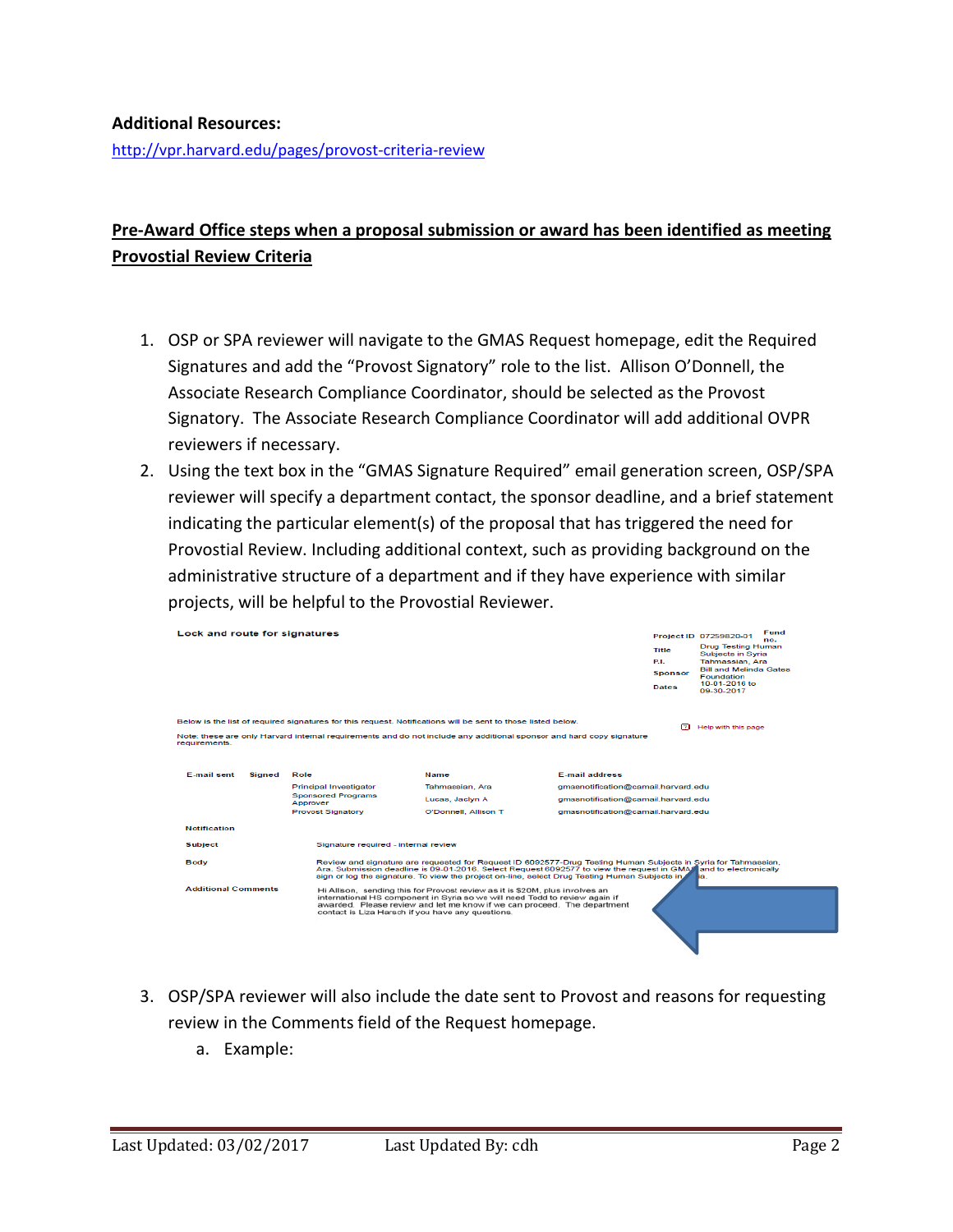**Additional Resources:**

http://vpr.harvard.edu/pages/provost-criteria-review

**Pre-Award Office steps when a proposal submission or award has been identified as meeting Provostial Review Criteria**

1. OSP or SPA reviewer will navigate to the GMAS Request homepage, edit the Required Signatures and add the "Provost Signatory" role to the list. Allison O'Donnell, the Associate Research Compliance Coordinator, should be selected as the Provost Signatory. The Associate Research Compliance Coordinator will add additional OVPR reviewers if necessary.
2. Using the text box in the "GMAS Signature Required" email generation screen, OSP/SPA reviewer will specify a department contact, the sponsor deadline, and a brief statement indicating the particular element(s) of the proposal that has triggered the need for Provostial Review. Including additional context, such as providing background on the administrative structure of a department and if they have experience with similar projects, will be helpful to the Provostial Reviewer.

Lock and route for signatures

| | |
|---|---|
| Project ID | 07259820-01 |
| Fund no. | |
| Title | Drug Testing Human Subjects in Syria |
| P.I. | Tahmassian, Ara |
| Sponsor | Bill and Melinda Gates Foundation |
| Dates | 10-01-2016 to 09-30-2017 |

Below is the list of required signatures for this request. Notifications will be sent to those listed below.

Note: these are only Harvard internal requirements and do not include any additional sponsor and hard copy signature requirements.

Help with this page

| E-mail sent | Signed | Role | Name | E-mail address |
|---|---|---|---|---|
| | | Principal Investigator | Tahmassian, Ara | gmasnotification@camail.harvard.edu |
| | | Sponsored Programs Approver | Lucas, Jaclyn A | gmasnotification@camail.harvard.edu |
| | | Provost Signatory | O'Donnell, Allison T | gmasnotification@camail.harvard.edu |

Notification

Subject: Signature required - internal review

Body: Review and signature are requested for Request ID 6092577-Drug Testing Human Subjects in Syria for Tahmassian, Ara. Submission deadline is 09-01-2016. Select Request 6092577 to view the request in GMAS and to electronically sign or log the signature. To view the project on-line, select Drug Testing Human Subjects in Syria.

Additional Comments: Hi Allison, sending this for Provost review as it is $20M, plus involves an international HS component in Syria so we will need Todd to review again if awarded. Please review and let me know if we can proceed. The department contact is Liza Harsch if you have any questions.

3. OSP/SPA reviewer will also include the date sent to Provost and reasons for requesting review in the Comments field of the Request homepage.
   a. Example: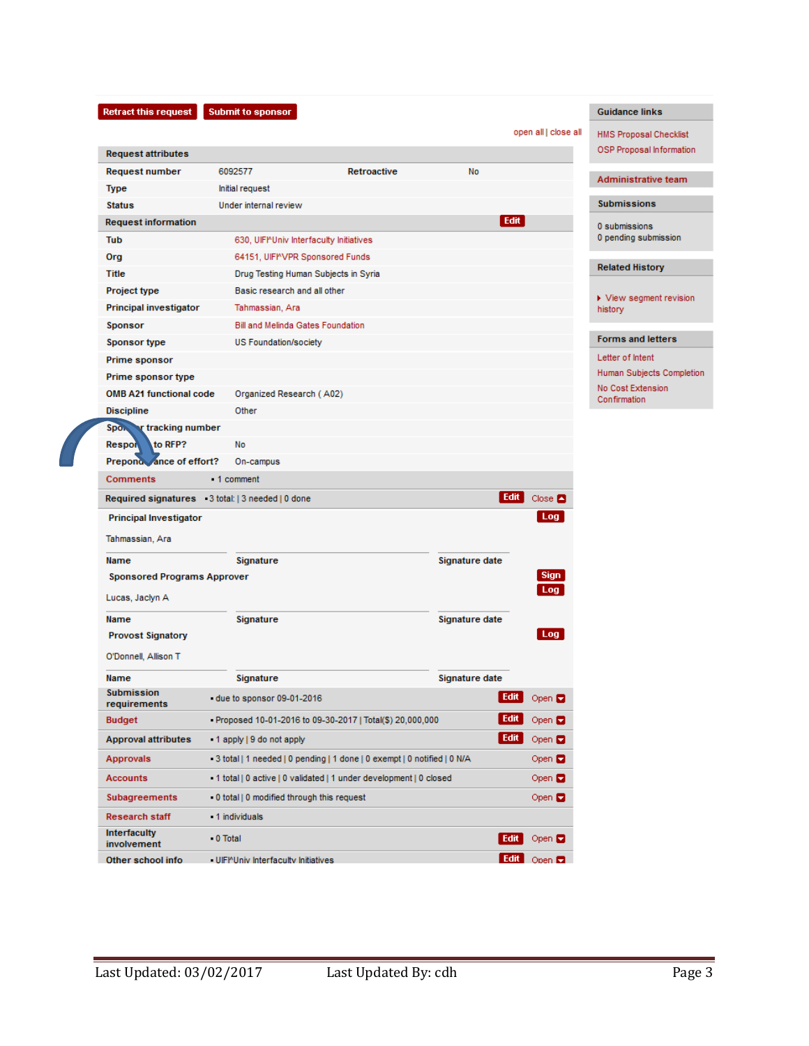Retract this request | Submit to sponsor

open all | close all

| Request attributes | | | |
|---|---|---|---|
| Request number | 6092577 | Retroactive | No |
| Type | Initial request | | |
| Status | Under internal review | | |

**Request information** Edit

| | |
|---|---|
| Tub | 630, UFI^Univ Interfaculty Initiatives |
| Org | 64151, UFI^VPR Sponsored Funds |
| Title | Drug Testing Human Subjects in Syria |
| Project type | Basic research and all other |
| Principal investigator | Tahmassian, Ara |
| Sponsor | Bill and Melinda Gates Foundation |
| Sponsor type | US Foundation/society |
| Prime sponsor | |
| Prime sponsor type | |
| OMB A21 functional code | Organized Research ( A02) |
| Discipline | Other |
| Sponsor tracking number | |
| Respond to RFP? | No |
| Preponderance of effort? | On-campus |
| Comments | • 1 comment |

**Required signatures** • 3 total: | 3 needed | 0 done Edit Close

**Principal Investigator** Log

Tahmassian, Ara

| Name | Signature | Signature date |
|---|---|---|

**Sponsored Programs Approver** Sign Log

Lucas, Jaclyn A

| Name | Signature | Signature date |
|---|---|---|

**Provost Signatory** Log

O'Donnell, Allison T

| Name | Signature | Signature date |
|---|---|---|

| | | |
|---|---|---|
| Submission requirements | • due to sponsor 09-01-2016 | Edit Open |
| Budget | • Proposed 10-01-2016 to 09-30-2017 \| Total($) 20,000,000 | Edit Open |
| Approval attributes | • 1 apply \| 9 do not apply | Edit Open |
| Approvals | • 3 total \| 1 needed \| 0 pending \| 1 done \| 0 exempt \| 0 notified \| 0 N/A | Open |
| Accounts | • 1 total \| 0 active \| 0 validated \| 1 under development \| 0 closed | Open |
| Subagreements | • 0 total \| 0 modified through this request | Open |
| Research staff | • 1 individuals | |
| Interfaculty involvement | • 0 Total | Edit Open |
| Other school info | • UFI^Univ Interfaculty Initiatives | Edit Open |

**Guidance links**

- HMS Proposal Checklist
- OSP Proposal Information

**Administrative team**

**Submissions**

0 submissions
0 pending submission

**Related History**

- View segment revision history

**Forms and letters**

- Letter of Intent
- Human Subjects Completion
- No Cost Extension Confirmation

Last Updated: 03/02/2017 Last Updated By: cdh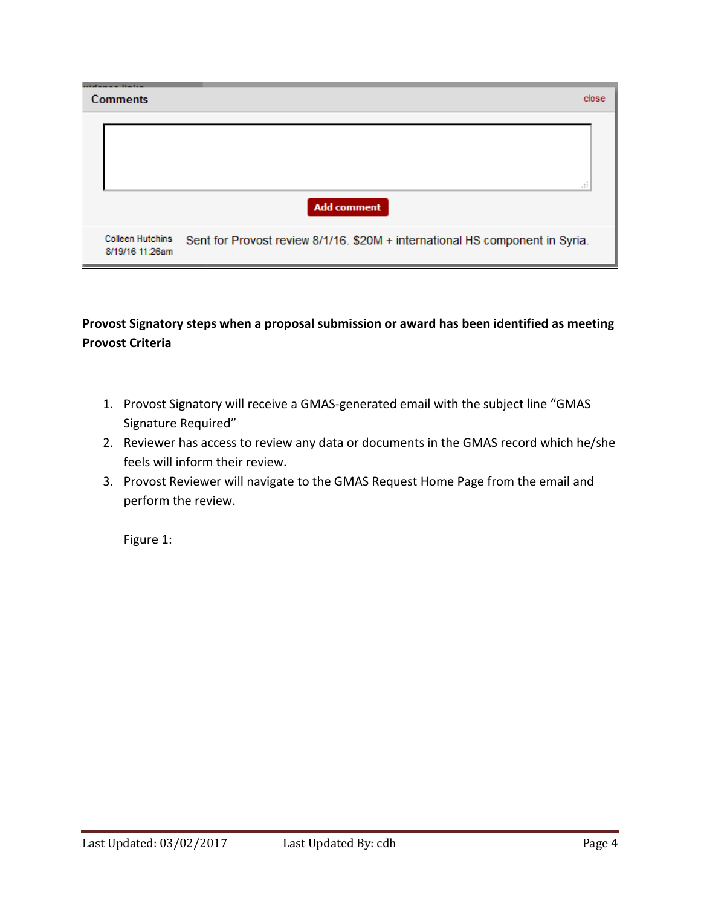Comments close

Add comment

Colleen Hutchins 8/19/16 11:26am Sent for Provost review 8/1/16. $20M + international HS component in Syria.

**Provost Signatory steps when a proposal submission or award has been identified as meeting Provost Criteria**

1. Provost Signatory will receive a GMAS-generated email with the subject line "GMAS Signature Required"
2. Reviewer has access to review any data or documents in the GMAS record which he/she feels will inform their review.
3. Provost Reviewer will navigate to the GMAS Request Home Page from the email and perform the review.

   Figure 1: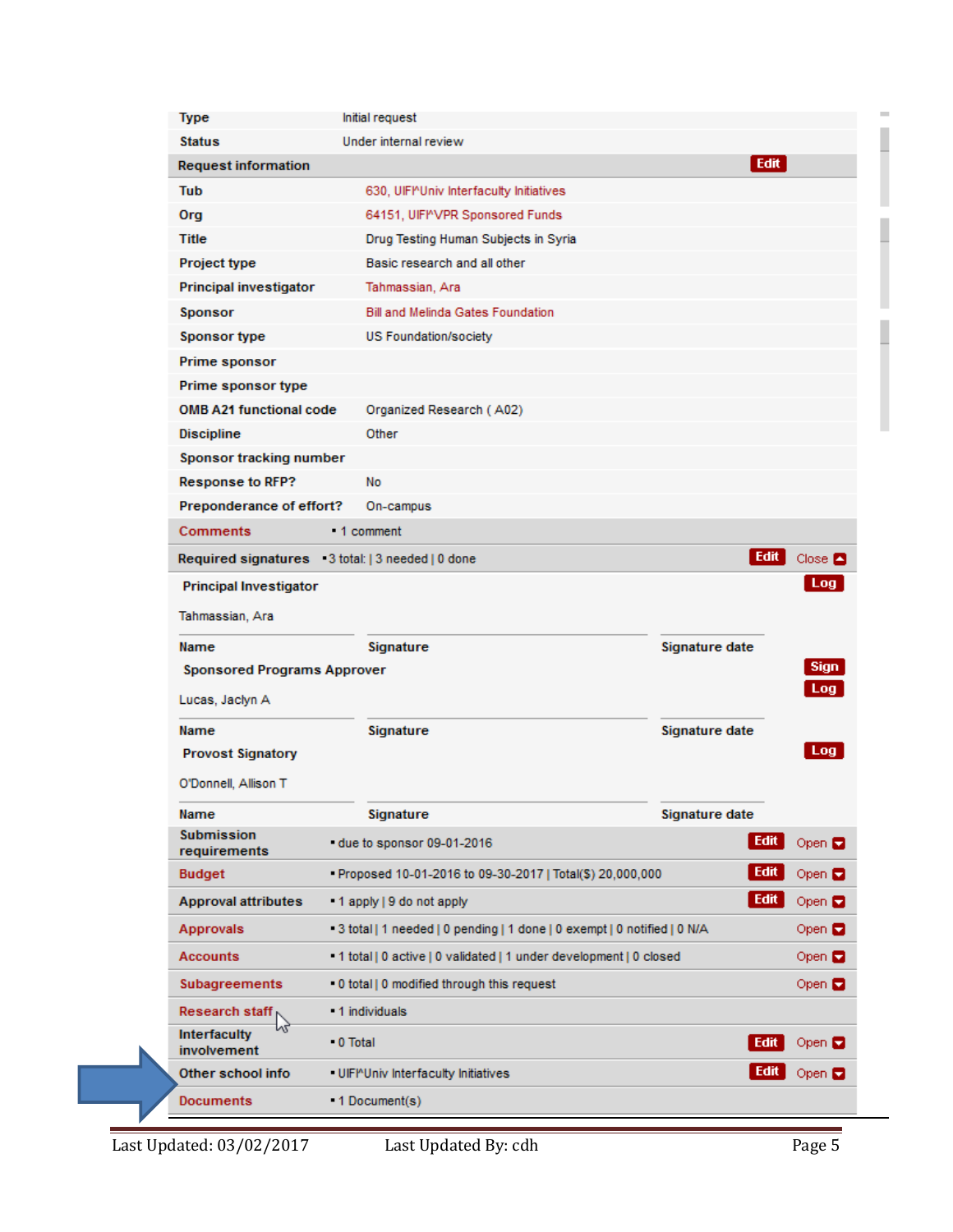| Type | Initial request |
|---|---|
| Status | Under internal review |
| **Request information** | Edit |
| Tub | 630, UIF^Univ Interfaculty Initiatives |
| Org | 64151, UIF^VPR Sponsored Funds |
| Title | Drug Testing Human Subjects in Syria |
| Project type | Basic research and all other |
| Principal investigator | Tahmassian, Ara |
| Sponsor | Bill and Melinda Gates Foundation |
| Sponsor type | US Foundation/society |
| Prime sponsor | |
| Prime sponsor type | |
| OMB A21 functional code | Organized Research ( A02) |
| Discipline | Other |
| Sponsor tracking number | |
| Response to RFP? | No |
| Preponderance of effort? | On-campus |
| Comments | • 1 comment |
| Required signatures | • 3 total: \| 3 needed \| 0 done — Edit Close |

**Principal Investigator** — Log

Tahmassian, Ara

| Name | Signature | Signature date |
|---|---|---|

**Sponsored Programs Approver** — Sign Log

Lucas, Jaclyn A

| Name | Signature | Signature date |
|---|---|---|

**Provost Signatory** — Log

O'Donnell, Allison T

| Name | Signature | Signature date |
|---|---|---|

| Section | Summary | Actions |
|---|---|---|
| Submission requirements | • due to sponsor 09-01-2016 | Edit Open |
| Budget | • Proposed 10-01-2016 to 09-30-2017 \| Total($) 20,000,000 | Edit Open |
| Approval attributes | • 1 apply \| 9 do not apply | Edit Open |
| Approvals | • 3 total \| 1 needed \| 0 pending \| 1 done \| 0 exempt \| 0 notified \| 0 N/A | Open |
| Accounts | • 1 total \| 0 active \| 0 validated \| 1 under development \| 0 closed | Open |
| Subagreements | • 0 total \| 0 modified through this request | Open |
| Research staff | • 1 individuals | |
| Interfaculty involvement | • 0 Total | Edit Open |
| Other school info | • UIF^Univ Interfaculty Initiatives | Edit Open |
| Documents | • 1 Document(s) | |

Last Updated: 03/02/2017 Last Updated By: cdh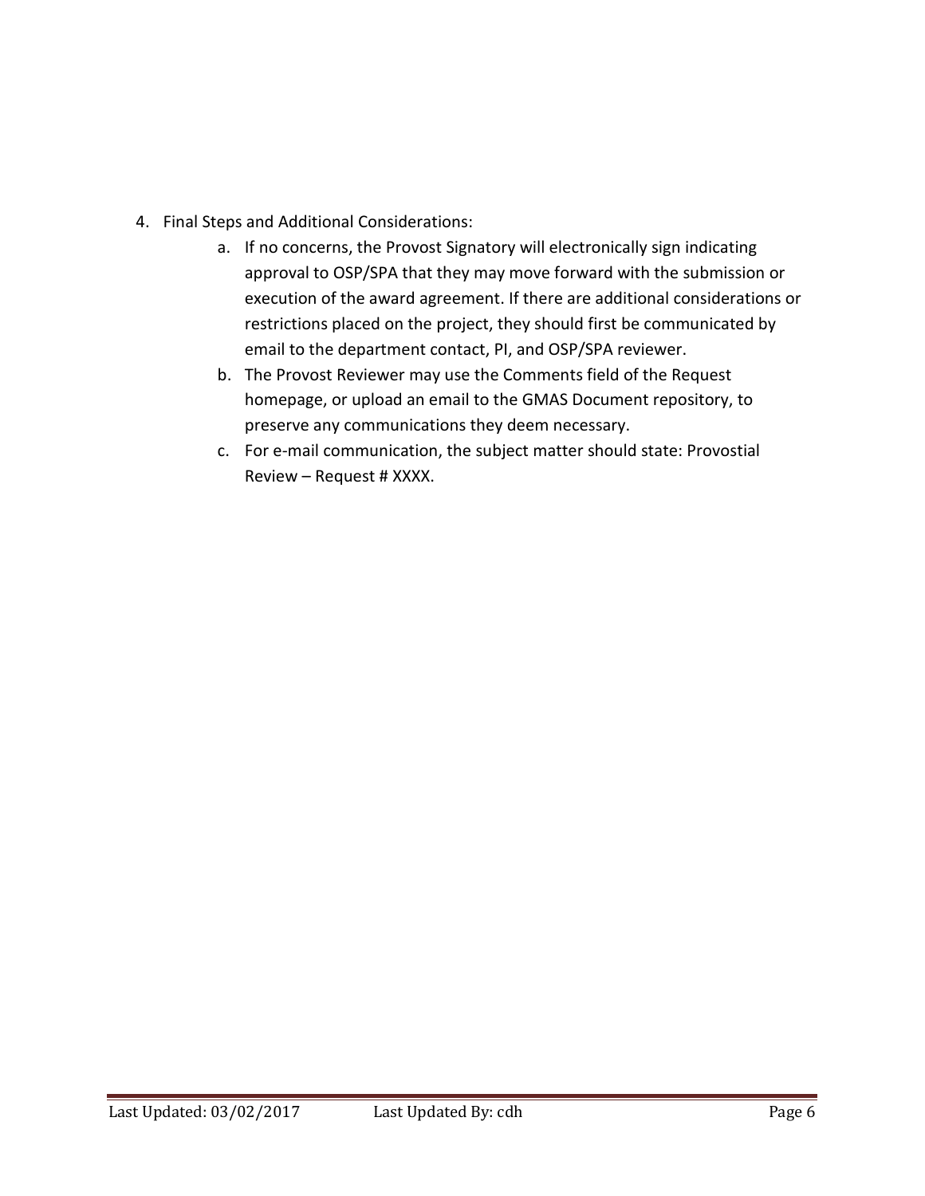4. Final Steps and Additional Considerations:
    a. If no concerns, the Provost Signatory will electronically sign indicating approval to OSP/SPA that they may move forward with the submission or execution of the award agreement. If there are additional considerations or restrictions placed on the project, they should first be communicated by email to the department contact, PI, and OSP/SPA reviewer.
    b. The Provost Reviewer may use the Comments field of the Request homepage, or upload an email to the GMAS Document repository, to preserve any communications they deem necessary.
    c. For e-mail communication, the subject matter should state: Provostial Review – Request # XXXX.